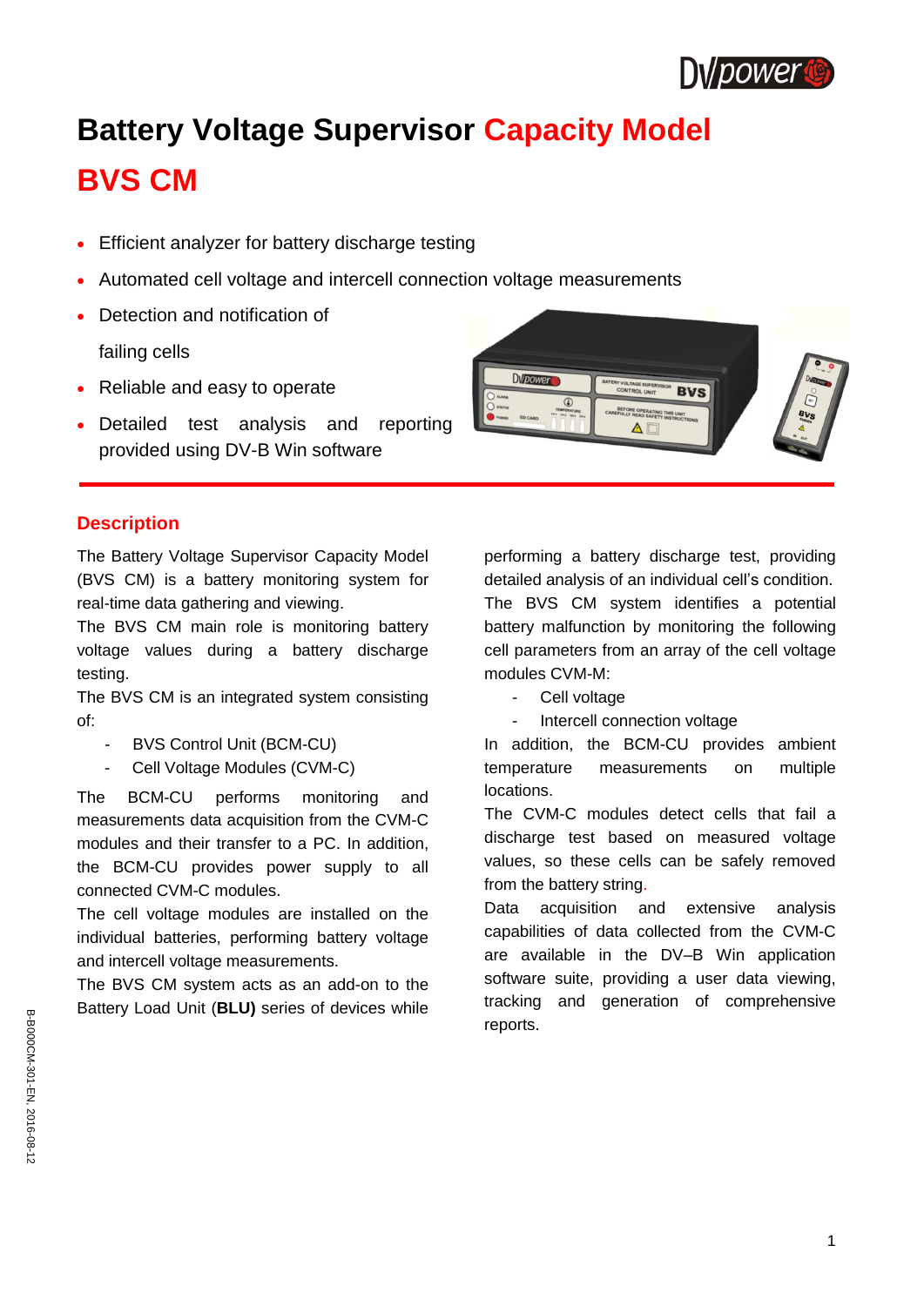# Battery Voltage Supervisor Capacity Model BVS CM

- Efficient analyzer for battery discharge testing
- Automated cell voltage and intercell connection voltage measurements
- Detection and notification of failing cells
- Reliable and easy to operate
- Detailed test analysis and reporting provided using DV-B Win software

## Description

The Battery Voltage Supervisor Capacity Model (BVS CM) is a battery monitoring system for real-time data gathering and viewing.

The BVS CM main role is monitoring battery voltage values during a battery discharge testing.

The BVS CM is an integrated system consisting of:

- BVS Control Unit (BCM-CU)
- Cell Voltage Modules (CVM-C)

The BCM-CU performs monitoring and measurements data acquisition from the CVM-C modules and their transfer to a PC. In addition, the BCM-CU provides power supply to all connected CVM-C modules.

The cell voltage modules are installed on the individual batteries, performing battery voltage and intercell voltage measurements.

The BVS CM system acts as an add-on to the Battery Load Unit (**BLU)** series of devices while performing a battery discharge test, providing detailed analysis of an individual cell's condition.

The BVS CM system identifies a potential battery malfunction by monitoring the following cell parameters from an array of the cell voltage modules CVM-M:

- Cell voltage
- Intercell connection voltage

In addition, the BCM-CU provides ambient temperature measurements on multiple locations.

The CVM-C modules detect cells that fail a discharge test based on measured voltage values, so these cells can be safely removed from the battery string.

Data acquisition and extensive analysis capabilities of data collected from the CVM-C are available in the DV–B Win application software suite, providing a user data viewing, tracking and generation of comprehensive reports.

B-B000CM-301-EN, 2016-08-12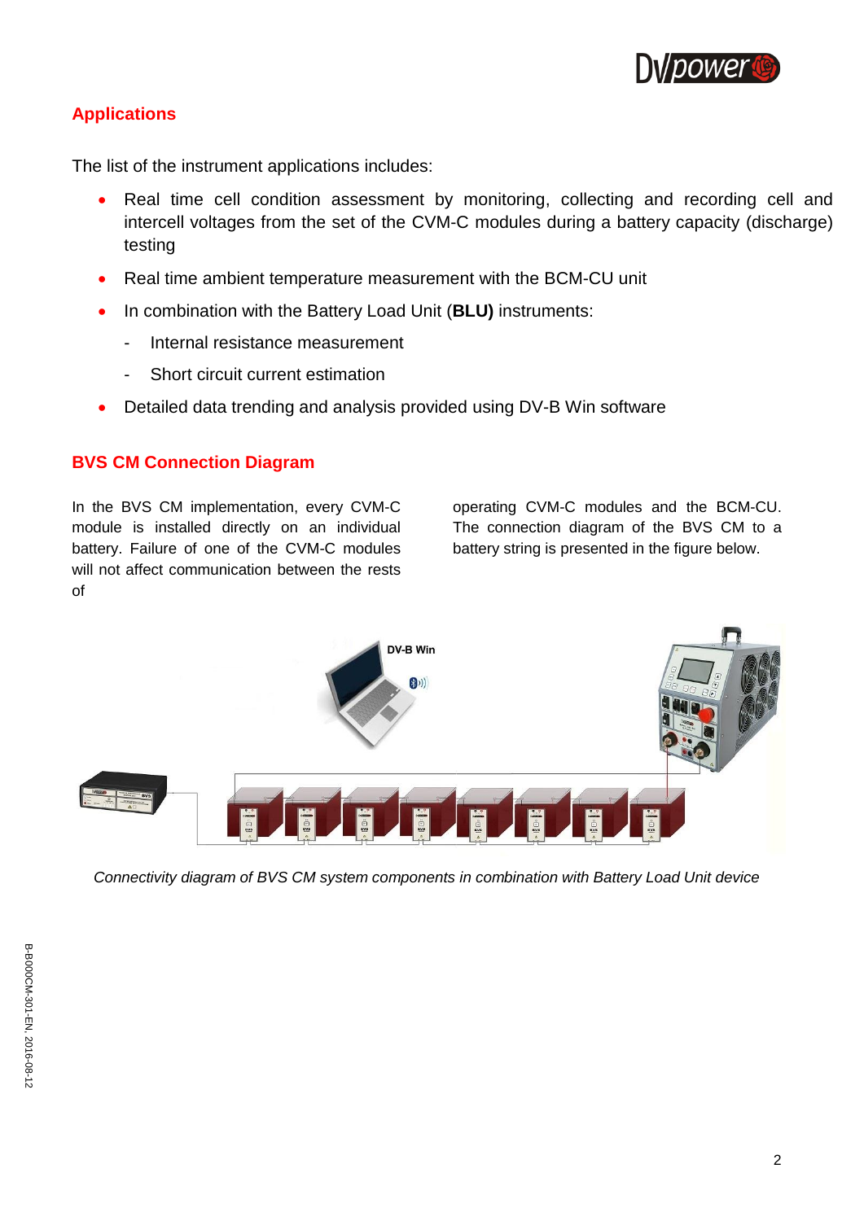## Applications

The list of the instrument applications includes:

- Real time cell condition assessment by monitoring, collecting and recording cell and intercell voltages from the set of the CVM-C modules during a battery capacity (discharge) testing
- Real time ambient temperature measurement with the BCM-CU unit
- In combination with the Battery Load Unit (**BLU)** instruments:
  - Internal resistance measurement
  - Short circuit current estimation
- Detailed data trending and analysis provided using DV-B Win software

## BVS CM Connection Diagram

In the BVS CM implementation, every CVM-C module is installed directly on an individual battery. Failure of one of the CVM-C modules will not affect communication between the rests of operating CVM-C modules and the BCM-CU. The connection diagram of the BVS CM to a battery string is presented in the figure below.

*Connectivity diagram of BVS CM system components in combination with Battery Load Unit device*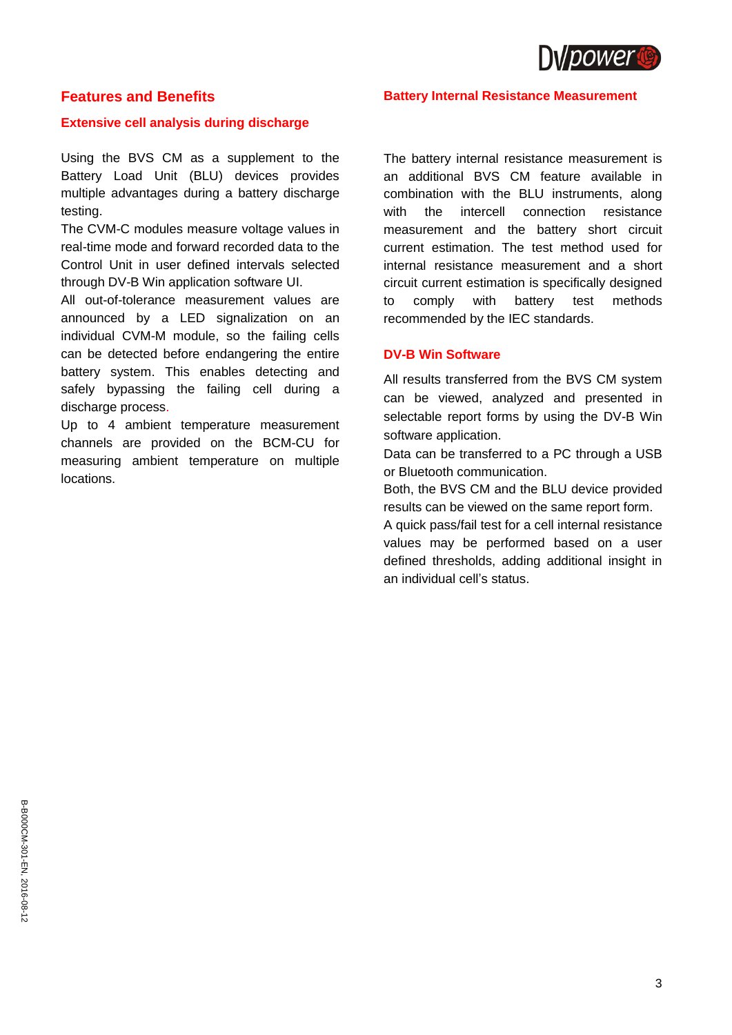## Features and Benefits

### Extensive cell analysis during discharge

Using the BVS CM as a supplement to the Battery Load Unit (BLU) devices provides multiple advantages during a battery discharge testing.

The CVM-C modules measure voltage values in real-time mode and forward recorded data to the Control Unit in user defined intervals selected through DV-B Win application software UI.

All out-of-tolerance measurement values are announced by a LED signalization on an individual CVM-M module, so the failing cells can be detected before endangering the entire battery system. This enables detecting and safely bypassing the failing cell during a discharge process.

Up to 4 ambient temperature measurement channels are provided on the BCM-CU for measuring ambient temperature on multiple locations.

### Battery Internal Resistance Measurement

The battery internal resistance measurement is an additional BVS CM feature available in combination with the BLU instruments, along with the intercell connection resistance measurement and the battery short circuit current estimation. The test method used for internal resistance measurement and a short circuit current estimation is specifically designed to comply with battery test methods recommended by the IEC standards.

### DV-B Win Software

All results transferred from the BVS CM system can be viewed, analyzed and presented in selectable report forms by using the DV-B Win software application.

Data can be transferred to a PC through a USB or Bluetooth communication.

Both, the BVS CM and the BLU device provided results can be viewed on the same report form.

A quick pass/fail test for a cell internal resistance values may be performed based on a user defined thresholds, adding additional insight in an individual cell's status.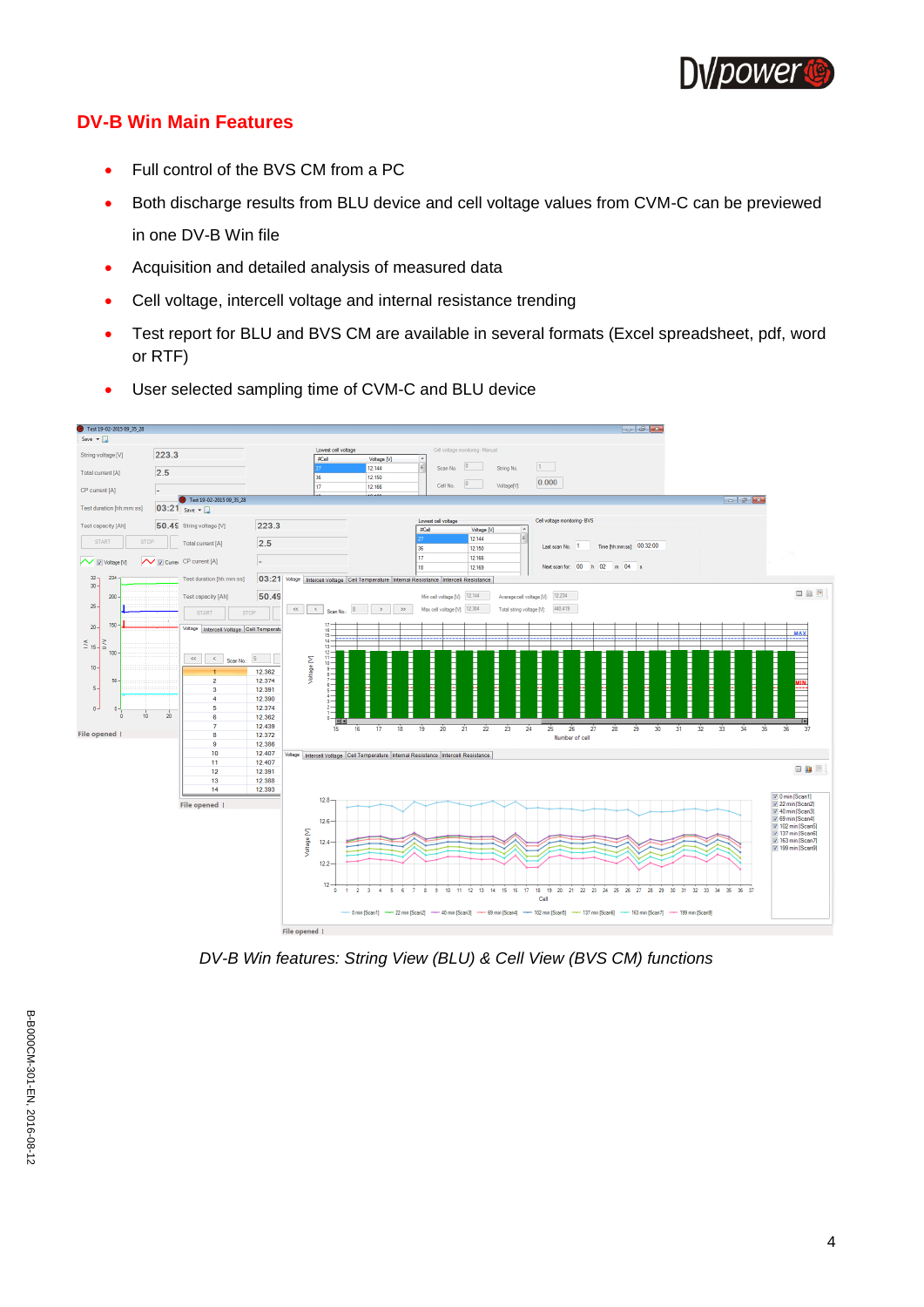## DV-B Win Main Features

- Full control of the BVS CM from a PC
- Both discharge results from BLU device and cell voltage values from CVM-C can be previewed in one DV-B Win file
- Acquisition and detailed analysis of measured data
- Cell voltage, intercell voltage and internal resistance trending
- Test report for BLU and BVS CM are available in several formats (Excel spreadsheet, pdf, word or RTF)
- User selected sampling time of CVM-C and BLU device

*DV-B Win features: String View (BLU) & Cell View (BVS CM) functions*

B-B000CM-301-EN, 2016-08-12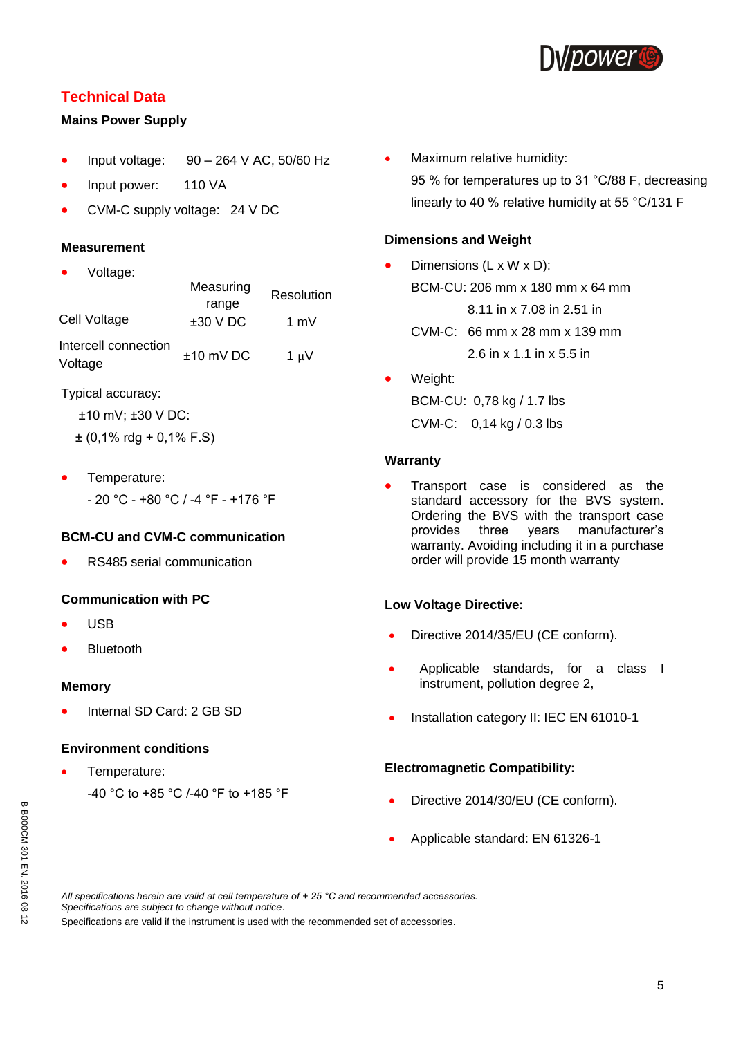## Technical Data

### Mains Power Supply

- Input voltage: 90 – 264 V AC, 50/60 Hz
- Input power: 110 VA
- CVM-C supply voltage: 24 V DC

### Measurement

- Voltage:

| | Measuring range | Resolution |
|---|---|---|
| Cell Voltage | ±30 V DC | 1 mV |
| Intercell connection Voltage | ±10 mV DC | 1 µV |

Typical accuracy:

±10 mV; ±30 V DC:

± (0,1% rdg + 0,1% F.S)

- Temperature:

  - 20 °C - +80 °C / -4 °F - +176 °F

### BCM-CU and CVM-C communication

- RS485 serial communication

### Communication with PC

- USB
- Bluetooth

### Memory

- Internal SD Card: 2 GB SD

### Environment conditions

- Temperature:

  -40 °C to +85 °C /-40 °F to +185 °F

- Maximum relative humidity:

  95 % for temperatures up to 31 °C/88 F, decreasing linearly to 40 % relative humidity at 55 °C/131 F

### Dimensions and Weight

- Dimensions (L x W x D):

  BCM-CU: 206 mm x 180 mm x 64 mm

  8.11 in x 7.08 in 2.51 in

  CVM-C: 66 mm x 28 mm x 139 mm

  2.6 in x 1.1 in x 5.5 in

- Weight:

  BCM-CU: 0,78 kg / 1.7 lbs

  CVM-C: 0,14 kg / 0.3 lbs

### Warranty

- Transport case is considered as the standard accessory for the BVS system. Ordering the BVS with the transport case provides three years manufacturer's warranty. Avoiding including it in a purchase order will provide 15 month warranty

### Low Voltage Directive:

- Directive 2014/35/EU (CE conform).
- Applicable standards, for a class I instrument, pollution degree 2,
- Installation category II: IEC EN 61010-1

### Electromagnetic Compatibility:

- Directive 2014/30/EU (CE conform).
- Applicable standard: EN 61326-1

*All specifications herein are valid at cell temperature of + 25 °C and recommended accessories.*
*Specifications are subject to change without notice.*
Specifications are valid if the instrument is used with the recommended set of accessories.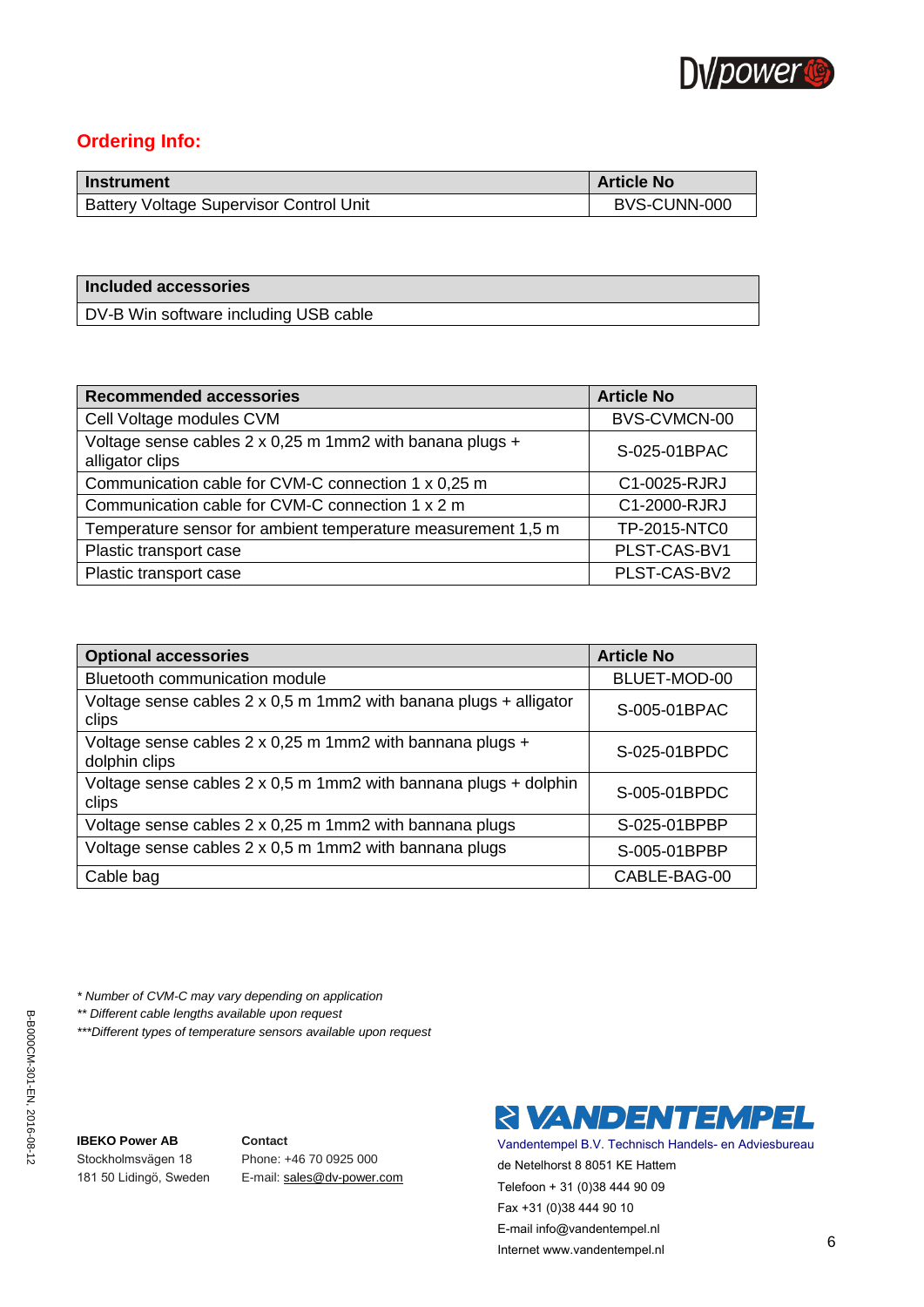## Ordering Info:

| Instrument | Article No |
| --- | --- |
| Battery Voltage Supervisor Control Unit | BVS-CUNN-000 |

| Included accessories |
| --- |
| DV-B Win software including USB cable |

| Recommended accessories | Article No |
| --- | --- |
| Cell Voltage modules CVM | BVS-CVMCN-00 |
| Voltage sense cables 2 x 0,25 m 1mm2 with banana plugs + alligator clips | S-025-01BPAC |
| Communication cable for CVM-C connection 1 x 0,25 m | C1-0025-RJRJ |
| Communication cable for CVM-C connection 1 x 2 m | C1-2000-RJRJ |
| Temperature sensor for ambient temperature measurement 1,5 m | TP-2015-NTC0 |
| Plastic transport case | PLST-CAS-BV1 |
| Plastic transport case | PLST-CAS-BV2 |

| Optional accessories | Article No |
| --- | --- |
| Bluetooth communication module | BLUET-MOD-00 |
| Voltage sense cables 2 x 0,5 m 1mm2 with banana plugs + alligator clips | S-005-01BPAC |
| Voltage sense cables 2 x 0,25 m 1mm2 with bannana plugs + dolphin clips | S-025-01BPDC |
| Voltage sense cables 2 x 0,5 m 1mm2 with bannana plugs + dolphin clips | S-005-01BPDC |
| Voltage sense cables 2 x 0,25 m 1mm2 with bannana plugs | S-025-01BPBP |
| Voltage sense cables 2 x 0,5 m 1mm2 with bannana plugs | S-005-01BPBP |
| Cable bag | CABLE-BAG-00 |

*\* Number of CVM-C may vary depending on application*

*\*\* Different cable lengths available upon request*

*\*\*\*Different types of temperature sensors available upon request*

B-B000CM-301-EN, 2016-08-12

**IBEKO Power AB**
Stockholmsvägen 18
181 50 Lidingö, Sweden

**Contact**
Phone: +46 70 0925 000
E-mail: sales@dv-power.com

VANDENTEMPEL
Vandentempel B.V. Technisch Handels- en Adviesbureau
de Netelhorst 8 8051 KE Hattem
Telefoon + 31 (0)38 444 90 09
Fax +31 (0)38 444 90 10
E-mail info@vandentempel.nl
Internet www.vandentempel.nl